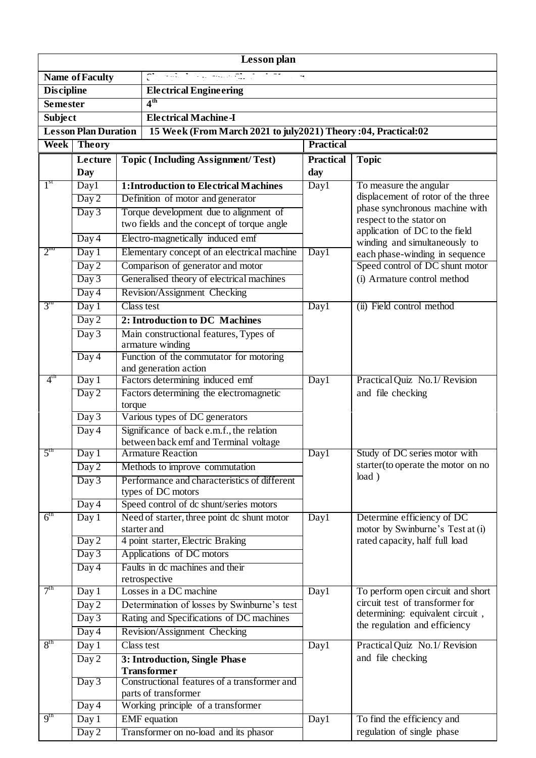**Lesson plan**

| | |
|---|---|
| **Name of Faculty** | |
| **Discipline** | **Electrical Engineering** |
| **Semester** | **4th** |
| **Subject** | **Electrical Machine-I** |
| **Lesson Plan Duration** | **15 Week (From March 2021 to july2021) Theory :04, Practical:02** |

| Week | Theory | | Practical | |
|---|---|---|---|---|
| | **Lecture Day** | **Topic ( Including Assignment/ Test)** | **Practical day** | **Topic** |
| 1st | Day1 | **1:Introduction to Electrical Machines** | Day1 | To measure the angular displacement of rotor of the three phase synchronous machine with respect to the stator on application of DC to the field winding and simultaneously to each phase-winding in sequence |
| | Day 2 | Definition of motor and generator | | |
| | Day 3 | Torque development due to alignment of two fields and the concept of torque angle | | |
| | Day 4 | Electro-magnetically induced emf | | |
| 2nd | Day 1 | Elementary concept of an electrical machine | Day1 | |
| | Day 2 | Comparison of generator and motor | | Speed control of DC shunt motor |
| | Day 3 | Generalised theory of electrical machines | | (i) Armature control method |
| | Day 4 | Revision/Assignment Checking | | |
| 3rd | Day 1 | Class test | Day1 | (ii) Field control method |
| | Day 2 | **2: Introduction to DC Machines** | | |
| | Day 3 | Main constructional features, Types of armature winding | | |
| | Day 4 | Function of the commutator for motoring and generation action | | |
| 4th | Day 1 | Factors determining induced emf | Day1 | Practical Quiz No.1/ Revision and file checking |
| | Day 2 | Factors determining the electromagnetic torque | | |
| | Day 3 | Various types of DC generators | | |
| | Day 4 | Significance of back e.m.f., the relation between back emf and Terminal voltage | | |
| 5th | Day 1 | Armature Reaction | Day1 | Study of DC series motor with starter(to operate the motor on no load ) |
| | Day 2 | Methods to improve commutation | | |
| | Day 3 | Performance and characteristics of different types of DC motors | | |
| | Day 4 | Speed control of dc shunt/series motors | | |
| 6th | Day 1 | Need of starter, three point dc shunt motor starter and | Day1 | Determine efficiency of DC motor by Swinburne's Test at (i) rated capacity, half full load |
| | Day 2 | 4 point starter, Electric Braking | | |
| | Day 3 | Applications of DC motors | | |
| | Day 4 | Faults in dc machines and their retrospective | | |
| 7th | Day 1 | Losses in a DC machine | Day1 | To perform open circuit and short circuit test of transformer for determining: equivalent circuit , the regulation and efficiency |
| | Day 2 | Determination of losses by Swinburne's test | | |
| | Day 3 | Rating and Specifications of DC machines | | |
| | Day 4 | Revision/Assignment Checking | | |
| 8th | Day 1 | Class test | Day1 | Practical Quiz No.1/ Revision and file checking |
| | Day 2 | **3: Introduction, Single Phase Transformer** | | |
| | Day 3 | Constructional features of a transformer and parts of transformer | | |
| | Day 4 | Working principle of a transformer | | |
| 9th | Day 1 | EMF equation | Day1 | To find the efficiency and regulation of single phase |
| | Day 2 | Transformer on no-load and its phasor | | |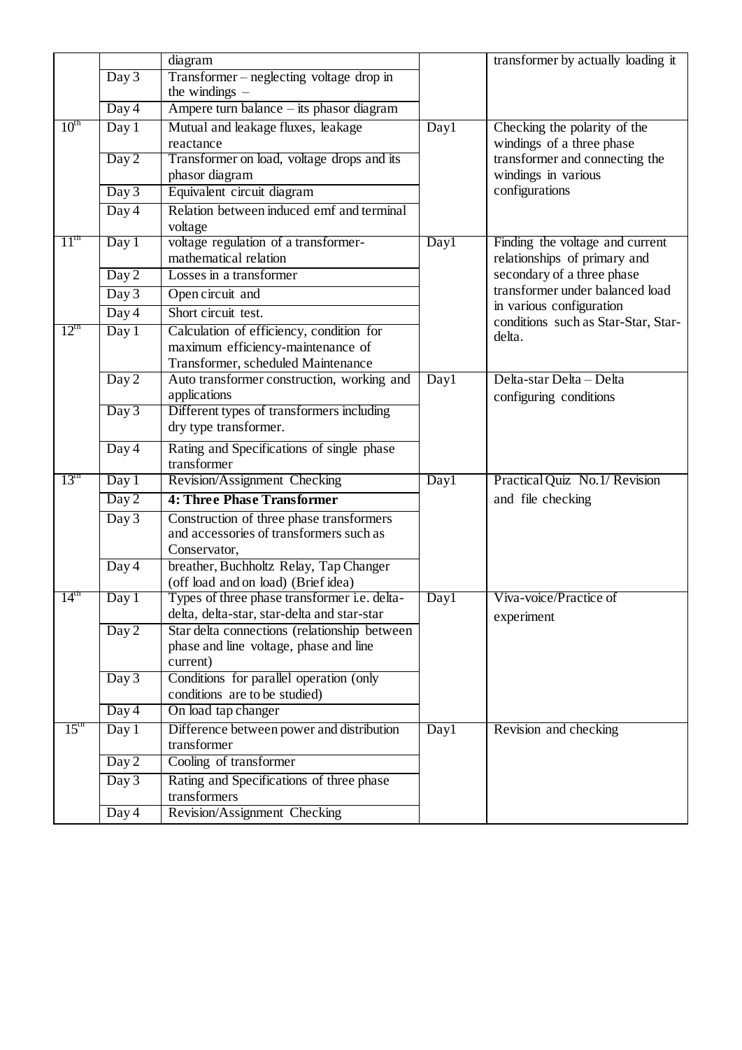| | | | | |
|---|---|---|---|---|
| | | diagram | | transformer by actually loading it |
| | Day 3 | Transformer – neglecting voltage drop in the windings – | | |
| | Day 4 | Ampere turn balance – its phasor diagram | | |
| 10th | Day 1 | Mutual and leakage fluxes, leakage reactance | Day1 | Checking the polarity of the windings of a three phase transformer and connecting the windings in various configurations |
| | Day 2 | Transformer on load, voltage drops and its phasor diagram | | |
| | Day 3 | Equivalent circuit diagram | | |
| | Day 4 | Relation between induced emf and terminal voltage | | |
| 11th | Day 1 | voltage regulation of a transformer-mathematical relation | Day1 | Finding the voltage and current relationships of primary and secondary of a three phase transformer under balanced load in various configuration conditions such as Star-Star, Star-delta. |
| | Day 2 | Losses in a transformer | | |
| | Day 3 | Open circuit and | | |
| | Day 4 | Short circuit test. | | |
| 12th | Day 1 | Calculation of efficiency, condition for maximum efficiency-maintenance of Transformer, scheduled Maintenance | | |
| | Day 2 | Auto transformer construction, working and applications | Day1 | Delta-star Delta – Delta configuring conditions |
| | Day 3 | Different types of transformers including dry type transformer. | | |
| | Day 4 | Rating and Specifications of single phase transformer | | |
| 13th | Day 1 | Revision/Assignment Checking | Day1 | Practical Quiz No.1/ Revision and file checking |
| | Day 2 | **4: Three Phase Transformer** | | |
| | Day 3 | Construction of three phase transformers and accessories of transformers such as Conservator, | | |
| | Day 4 | breather, Buchholtz Relay, Tap Changer (off load and on load) (Brief idea) | | |
| 14th | Day 1 | Types of three phase transformer i.e. delta-delta, delta-star, star-delta and star-star | Day1 | Viva-voice/Practice of experiment |
| | Day 2 | Star delta connections (relationship between phase and line voltage, phase and line current) | | |
| | Day 3 | Conditions for parallel operation (only conditions are to be studied) | | |
| | Day 4 | On load tap changer | | |
| 15th | Day 1 | Difference between power and distribution transformer | Day1 | Revision and checking |
| | Day 2 | Cooling of transformer | | |
| | Day 3 | Rating and Specifications of three phase transformers | | |
| | Day 4 | Revision/Assignment Checking | | |